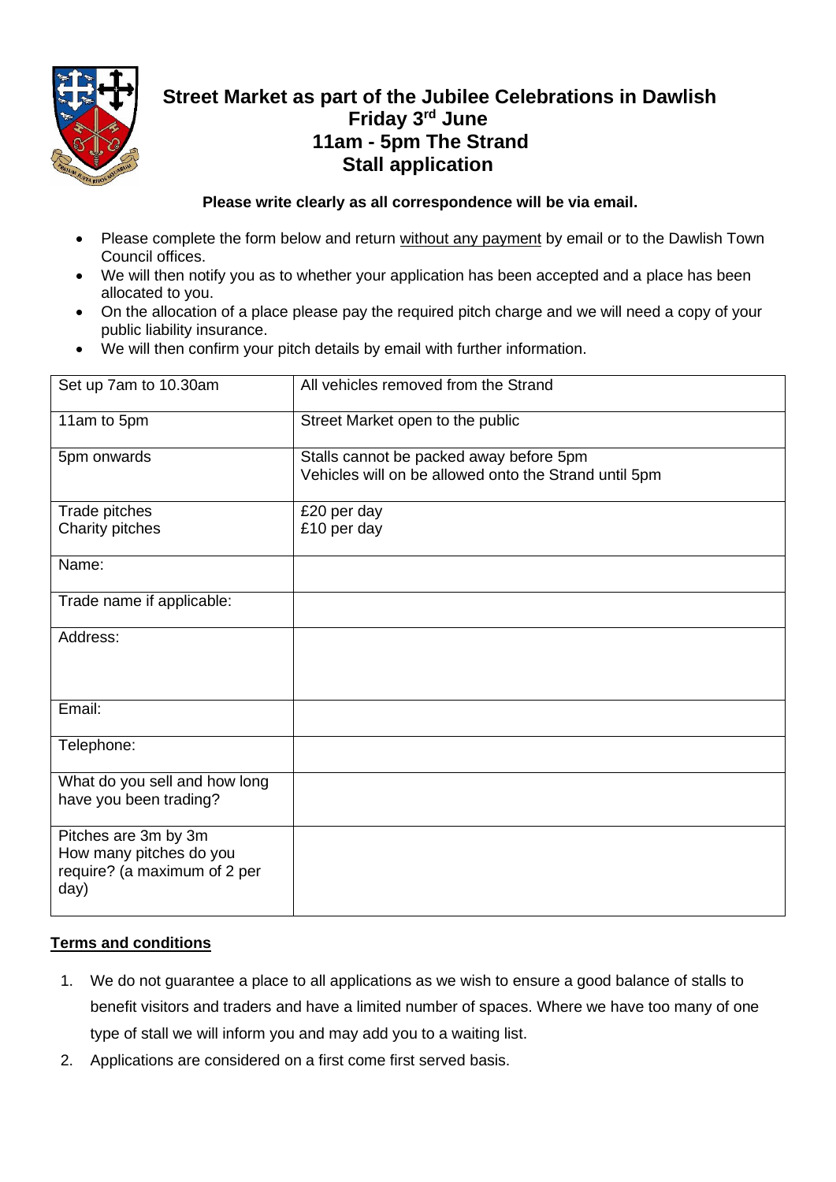# Street Market as part of the Jubilee Celebrations in Dawlish
# Friday 3rd June
# 11am - 5pm The Strand
# Stall application

**Please write clearly as all correspondence will be via email.**

- Please complete the form below and return <u>without any payment</u> by email or to the Dawlish Town Council offices.
- We will then notify you as to whether your application has been accepted and a place has been allocated to you.
- On the allocation of a place please pay the required pitch charge and we will need a copy of your public liability insurance.
- We will then confirm your pitch details by email with further information.

| | |
|---|---|
| Set up 7am to 10.30am | All vehicles removed from the Strand |
| 11am to 5pm | Street Market open to the public |
| 5pm onwards | Stalls cannot be packed away before 5pm<br>Vehicles will on be allowed onto the Strand until 5pm |
| Trade pitches<br>Charity pitches | £20 per day<br>£10 per day |
| Name: | |
| Trade name if applicable: | |
| Address: | |
| Email: | |
| Telephone: | |
| What do you sell and how long have you been trading? | |
| Pitches are 3m by 3m<br>How many pitches do you require? (a maximum of 2 per day) | |

**<u>Terms and conditions</u>**

1. We do not guarantee a place to all applications as we wish to ensure a good balance of stalls to benefit visitors and traders and have a limited number of spaces. Where we have too many of one type of stall we will inform you and may add you to a waiting list.
2. Applications are considered on a first come first served basis.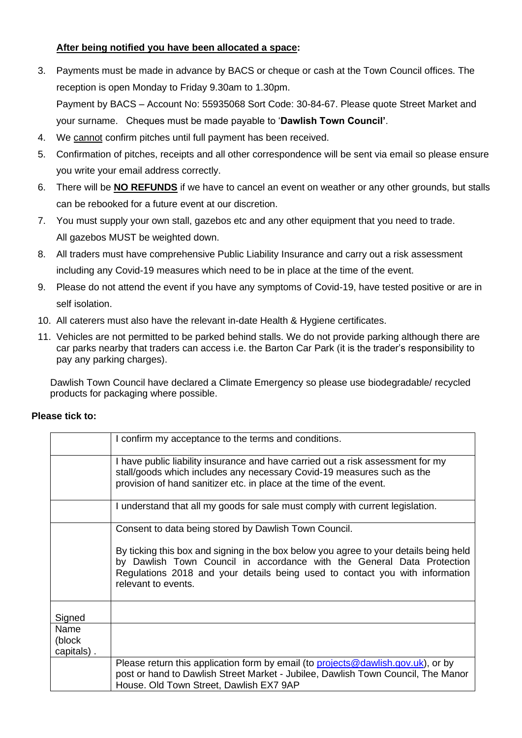**<u>After being notified you have been allocated a space</u>:**

3. Payments must be made in advance by BACS or cheque or cash at the Town Council offices. The reception is open Monday to Friday 9.30am to 1.30pm.

   Payment by BACS – Account No: 55935068 Sort Code: 30-84-67. Please quote Street Market and your surname. Cheques must be made payable to '**Dawlish Town Council'**.
4. We <u>cannot</u> confirm pitches until full payment has been received.
5. Confirmation of pitches, receipts and all other correspondence will be sent via email so please ensure you write your email address correctly.
6. There will be **<u>NO REFUNDS</u>** if we have to cancel an event on weather or any other grounds, but stalls can be rebooked for a future event at our discretion.
7. You must supply your own stall, gazebos etc and any other equipment that you need to trade. All gazebos MUST be weighted down.
8. All traders must have comprehensive Public Liability Insurance and carry out a risk assessment including any Covid-19 measures which need to be in place at the time of the event.
9. Please do not attend the event if you have any symptoms of Covid-19, have tested positive or are in self isolation.
10. All caterers must also have the relevant in-date Health & Hygiene certificates.
11. Vehicles are not permitted to be parked behind stalls. We do not provide parking although there are car parks nearby that traders can access i.e. the Barton Car Park (it is the trader's responsibility to pay any parking charges).

Dawlish Town Council have declared a Climate Emergency so please use biodegradable/ recycled products for packaging where possible.

**Please tick to:**

| | |
|---|---|
| | I confirm my acceptance to the terms and conditions. |
| | I have public liability insurance and have carried out a risk assessment for my stall/goods which includes any necessary Covid-19 measures such as the provision of hand sanitizer etc. in place at the time of the event. |
| | I understand that all my goods for sale must comply with current legislation. |
| | Consent to data being stored by Dawlish Town Council.<br><br>By ticking this box and signing in the box below you agree to your details being held by Dawlish Town Council in accordance with the General Data Protection Regulations 2018 and your details being used to contact you with information relevant to events. |
| Signed | |
| Name (block capitals) . | |
| | Please return this application form by email (to projects@dawlish.gov.uk), or by post or hand to Dawlish Street Market - Jubilee, Dawlish Town Council, The Manor House. Old Town Street, Dawlish EX7 9AP |